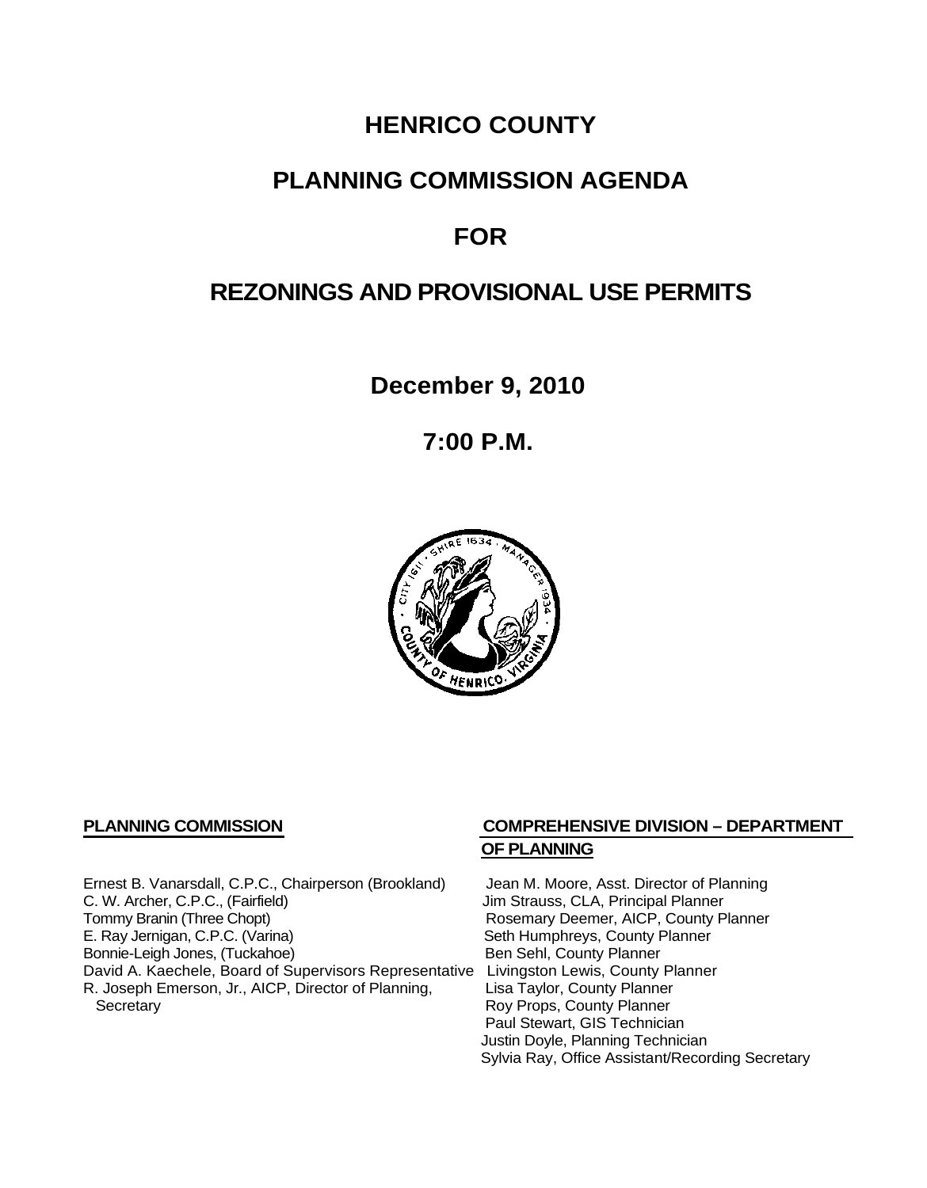# HENRICO COUNTY

# PLANNING COMMISSION AGENDA

# FOR

# REZONINGS AND PROVISIONAL USE PERMITS

**December 9, 2010**

**7:00 P.M.**

**PLANNING COMMISSION**

Ernest B. Vanarsdall, C.P.C., Chairperson (Brookland)
C. W. Archer, C.P.C., (Fairfield)
Tommy Branin (Three Chopt)
E. Ray Jernigan, C.P.C. (Varina)
Bonnie-Leigh Jones, (Tuckahoe)
David A. Kaechele, Board of Supervisors Representative
R. Joseph Emerson, Jr., AICP, Director of Planning, Secretary

**COMPREHENSIVE DIVISION – DEPARTMENT OF PLANNING**

Jean M. Moore, Asst. Director of Planning
Jim Strauss, CLA, Principal Planner
Rosemary Deemer, AICP, County Planner
Seth Humphreys, County Planner
Ben Sehl, County Planner
Livingston Lewis, County Planner
Lisa Taylor, County Planner
Roy Props, County Planner
Paul Stewart, GIS Technician
Justin Doyle, Planning Technician
Sylvia Ray, Office Assistant/Recording Secretary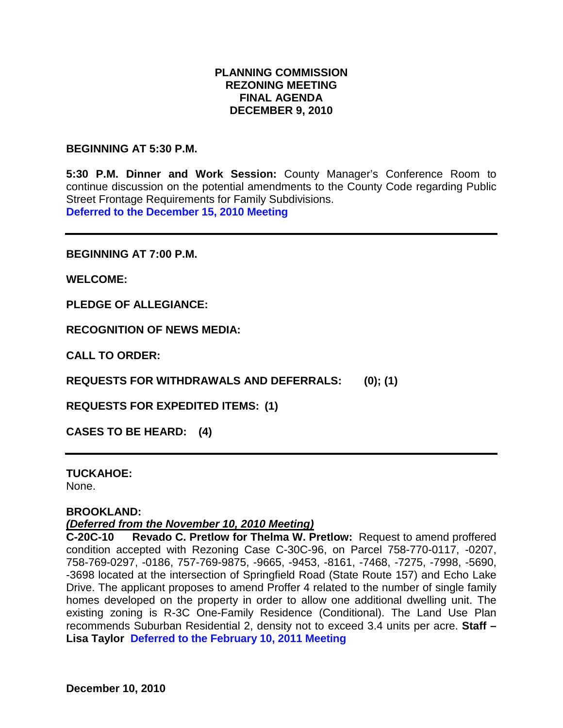# PLANNING COMMISSION
## REZONING MEETING
## FINAL AGENDA
## DECEMBER 9, 2010

**BEGINNING AT 5:30 P.M.**

**5:30 P.M. Dinner and Work Session:** County Manager's Conference Room to continue discussion on the potential amendments to the County Code regarding Public Street Frontage Requirements for Family Subdivisions.
**Deferred to the December 15, 2010 Meeting**

---

**BEGINNING AT 7:00 P.M.**

**WELCOME:**

**PLEDGE OF ALLEGIANCE:**

**RECOGNITION OF NEWS MEDIA:**

**CALL TO ORDER:**

**REQUESTS FOR WITHDRAWALS AND DEFERRALS: (0); (1)**

**REQUESTS FOR EXPEDITED ITEMS: (1)**

**CASES TO BE HEARD: (4)**

---

**TUCKAHOE:**
None.

**BROOKLAND:**
***(Deferred from the November 10, 2010 Meeting)***
**C-20C-10 Revado C. Pretlow for Thelma W. Pretlow:** Request to amend proffered condition accepted with Rezoning Case C-30C-96, on Parcel 758-770-0117, -0207, 758-769-0297, -0186, 757-769-9875, -9665, -9453, -8161, -7468, -7275, -7998, -5690, -3698 located at the intersection of Springfield Road (State Route 157) and Echo Lake Drive. The applicant proposes to amend Proffer 4 related to the number of single family homes developed on the property in order to allow one additional dwelling unit. The existing zoning is R-3C One-Family Residence (Conditional). The Land Use Plan recommends Suburban Residential 2, density not to exceed 3.4 units per acre. **Staff – Lisa Taylor Deferred to the February 10, 2011 Meeting**

**December 10, 2010**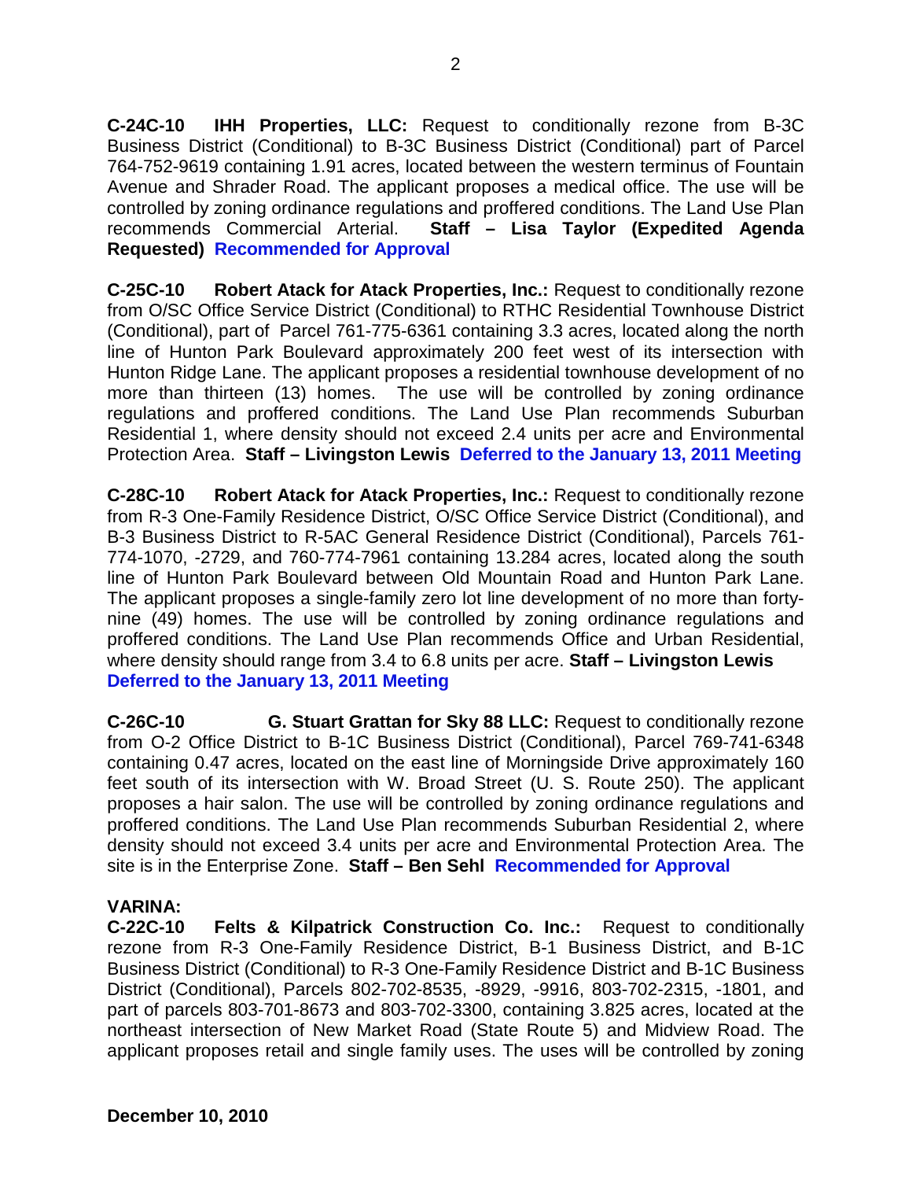**C-24C-10 IHH Properties, LLC:** Request to conditionally rezone from B-3C Business District (Conditional) to B-3C Business District (Conditional) part of Parcel 764-752-9619 containing 1.91 acres, located between the western terminus of Fountain Avenue and Shrader Road. The applicant proposes a medical office. The use will be controlled by zoning ordinance regulations and proffered conditions. The Land Use Plan recommends Commercial Arterial. **Staff – Lisa Taylor (Expedited Agenda Requested)** **Recommended for Approval**

**C-25C-10 Robert Atack for Atack Properties, Inc.:** Request to conditionally rezone from O/SC Office Service District (Conditional) to RTHC Residential Townhouse District (Conditional), part of Parcel 761-775-6361 containing 3.3 acres, located along the north line of Hunton Park Boulevard approximately 200 feet west of its intersection with Hunton Ridge Lane. The applicant proposes a residential townhouse development of no more than thirteen (13) homes. The use will be controlled by zoning ordinance regulations and proffered conditions. The Land Use Plan recommends Suburban Residential 1, where density should not exceed 2.4 units per acre and Environmental Protection Area. **Staff – Livingston Lewis** **Deferred to the January 13, 2011 Meeting**

**C-28C-10 Robert Atack for Atack Properties, Inc.:** Request to conditionally rezone from R-3 One-Family Residence District, O/SC Office Service District (Conditional), and B-3 Business District to R-5AC General Residence District (Conditional), Parcels 761-774-1070, -2729, and 760-774-7961 containing 13.284 acres, located along the south line of Hunton Park Boulevard between Old Mountain Road and Hunton Park Lane. The applicant proposes a single-family zero lot line development of no more than forty-nine (49) homes. The use will be controlled by zoning ordinance regulations and proffered conditions. The Land Use Plan recommends Office and Urban Residential, where density should range from 3.4 to 6.8 units per acre. **Staff – Livingston Lewis** **Deferred to the January 13, 2011 Meeting**

**C-26C-10 G. Stuart Grattan for Sky 88 LLC:** Request to conditionally rezone from O-2 Office District to B-1C Business District (Conditional), Parcel 769-741-6348 containing 0.47 acres, located on the east line of Morningside Drive approximately 160 feet south of its intersection with W. Broad Street (U. S. Route 250). The applicant proposes a hair salon. The use will be controlled by zoning ordinance regulations and proffered conditions. The Land Use Plan recommends Suburban Residential 2, where density should not exceed 3.4 units per acre and Environmental Protection Area. The site is in the Enterprise Zone. **Staff – Ben Sehl** **Recommended for Approval**

**VARINA:**

**C-22C-10 Felts & Kilpatrick Construction Co. Inc.:** Request to conditionally rezone from R-3 One-Family Residence District, B-1 Business District, and B-1C Business District (Conditional) to R-3 One-Family Residence District and B-1C Business District (Conditional), Parcels 802-702-8535, -8929, -9916, 803-702-2315, -1801, and part of parcels 803-701-8673 and 803-702-3300, containing 3.825 acres, located at the northeast intersection of New Market Road (State Route 5) and Midview Road. The applicant proposes retail and single family uses. The uses will be controlled by zoning

**December 10, 2010**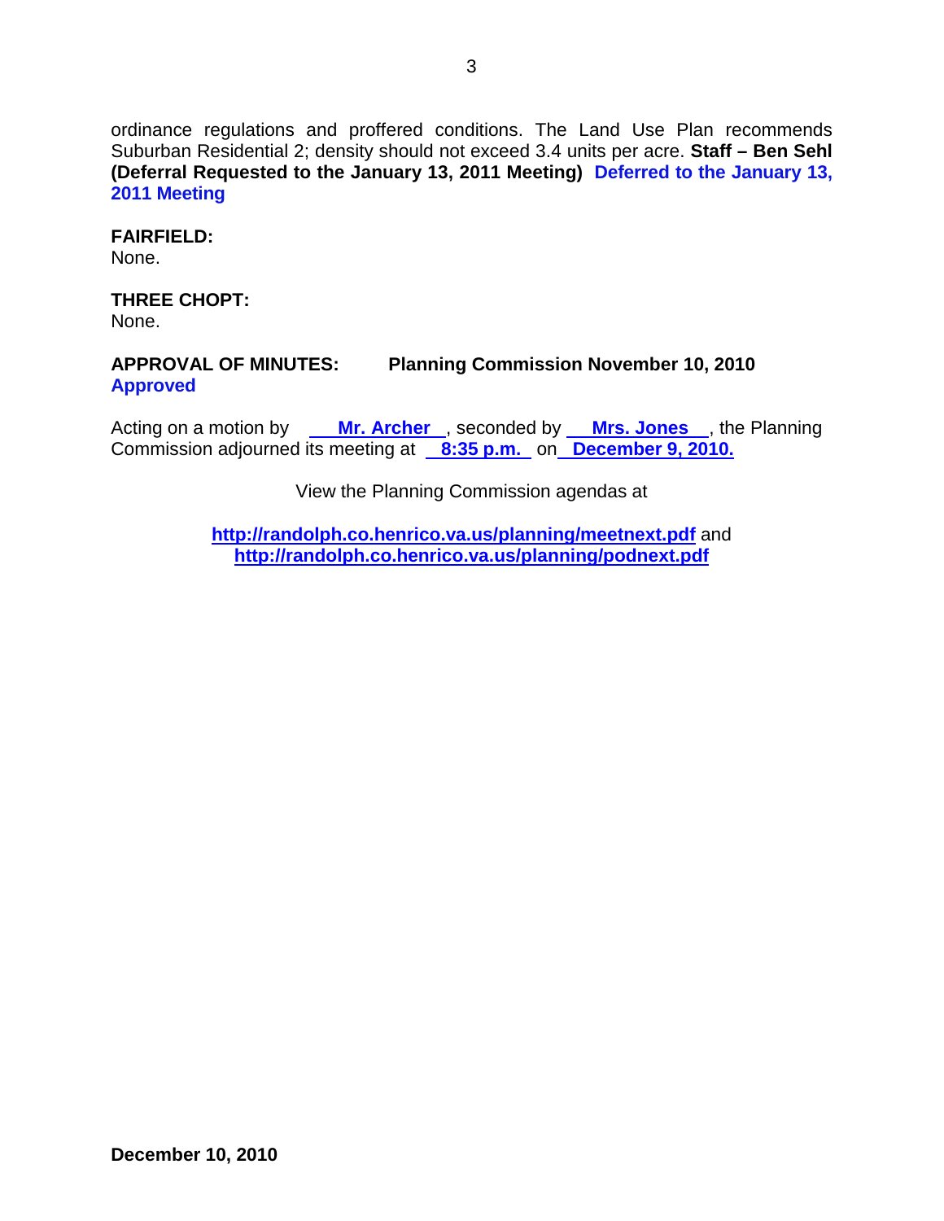ordinance regulations and proffered conditions. The Land Use Plan recommends Suburban Residential 2; density should not exceed 3.4 units per acre. **Staff – Ben Sehl (Deferral Requested to the January 13, 2011 Meeting)** **Deferred to the January 13, 2011 Meeting**

**FAIRFIELD:**
None.

**THREE CHOPT:**
None.

**APPROVAL OF MINUTES: Planning Commission November 10, 2010**
**Approved**

Acting on a motion by **Mr. Archer**, seconded by **Mrs. Jones**, the Planning Commission adjourned its meeting at **8:35 p.m.** on **December 9, 2010.**

View the Planning Commission agendas at

**http://randolph.co.henrico.va.us/planning/meetnext.pdf** and **http://randolph.co.henrico.va.us/planning/podnext.pdf**

**December 10, 2010**